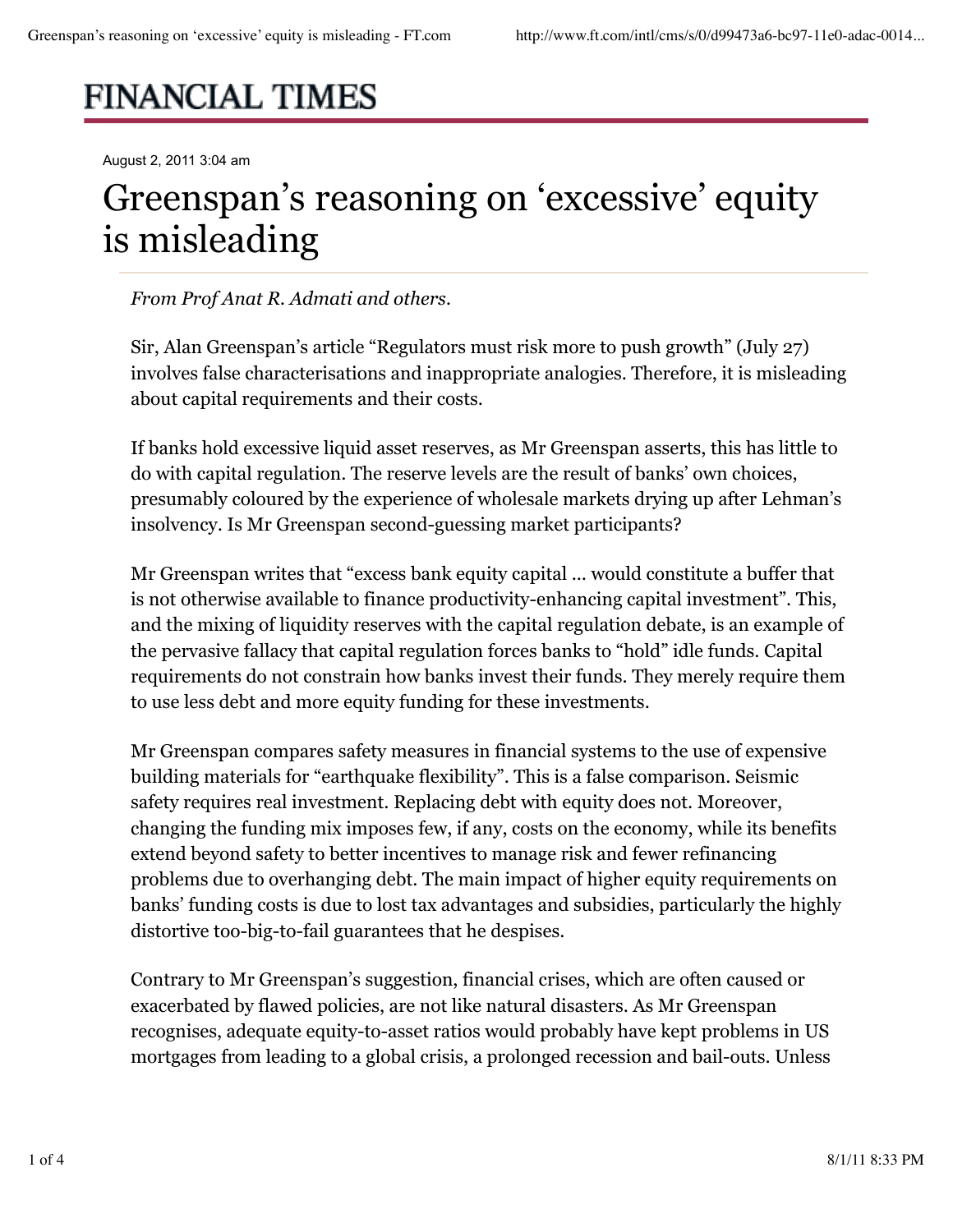# FINANCIAL TIMES

August 2, 2011 3:04 am

# Greenspan's reasoning on 'excessive' equity is misleading

*From Prof Anat R. Admati and others.*

Sir, Alan Greenspan's article "Regulators must risk more to push growth" (July 27) involves false characterisations and inappropriate analogies. Therefore, it is misleading about capital requirements and their costs.

If banks hold excessive liquid asset reserves, as Mr Greenspan asserts, this has little to do with capital regulation. The reserve levels are the result of banks' own choices, presumably coloured by the experience of wholesale markets drying up after Lehman's insolvency. Is Mr Greenspan second-guessing market participants?

Mr Greenspan writes that "excess bank equity capital ... would constitute a buffer that is not otherwise available to finance productivity-enhancing capital investment". This, and the mixing of liquidity reserves with the capital regulation debate, is an example of the pervasive fallacy that capital regulation forces banks to "hold" idle funds. Capital requirements do not constrain how banks invest their funds. They merely require them to use less debt and more equity funding for these investments.

Mr Greenspan compares safety measures in financial systems to the use of expensive building materials for "earthquake flexibility". This is a false comparison. Seismic safety requires real investment. Replacing debt with equity does not. Moreover, changing the funding mix imposes few, if any, costs on the economy, while its benefits extend beyond safety to better incentives to manage risk and fewer refinancing problems due to overhanging debt. The main impact of higher equity requirements on banks' funding costs is due to lost tax advantages and subsidies, particularly the highly distortive too-big-to-fail guarantees that he despises.

Contrary to Mr Greenspan's suggestion, financial crises, which are often caused or exacerbated by flawed policies, are not like natural disasters. As Mr Greenspan recognises, adequate equity-to-asset ratios would probably have kept problems in US mortgages from leading to a global crisis, a prolonged recession and bail-outs. Unless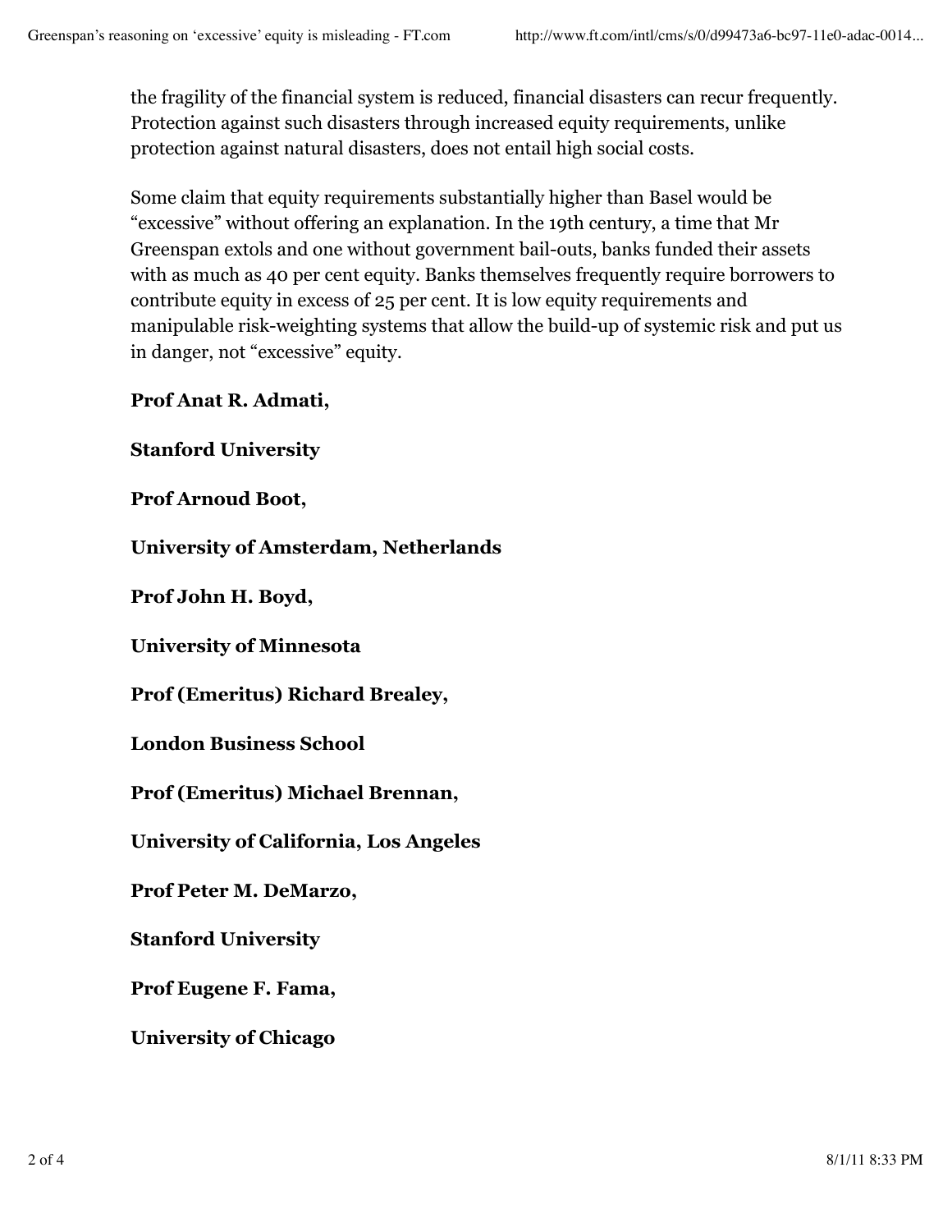the fragility of the financial system is reduced, financial disasters can recur frequently. Protection against such disasters through increased equity requirements, unlike protection against natural disasters, does not entail high social costs.

Some claim that equity requirements substantially higher than Basel would be "excessive" without offering an explanation. In the 19th century, a time that Mr Greenspan extols and one without government bail-outs, banks funded their assets with as much as 40 per cent equity. Banks themselves frequently require borrowers to contribute equity in excess of 25 per cent. It is low equity requirements and manipulable risk-weighting systems that allow the build-up of systemic risk and put us in danger, not "excessive" equity.

**Prof Anat R. Admati,**

**Stanford University**

**Prof Arnoud Boot,**

**University of Amsterdam, Netherlands**

**Prof John H. Boyd,**

**University of Minnesota**

**Prof (Emeritus) Richard Brealey,**

**London Business School**

**Prof (Emeritus) Michael Brennan,**

**University of California, Los Angeles**

**Prof Peter M. DeMarzo,**

**Stanford University**

**Prof Eugene F. Fama,**

**University of Chicago**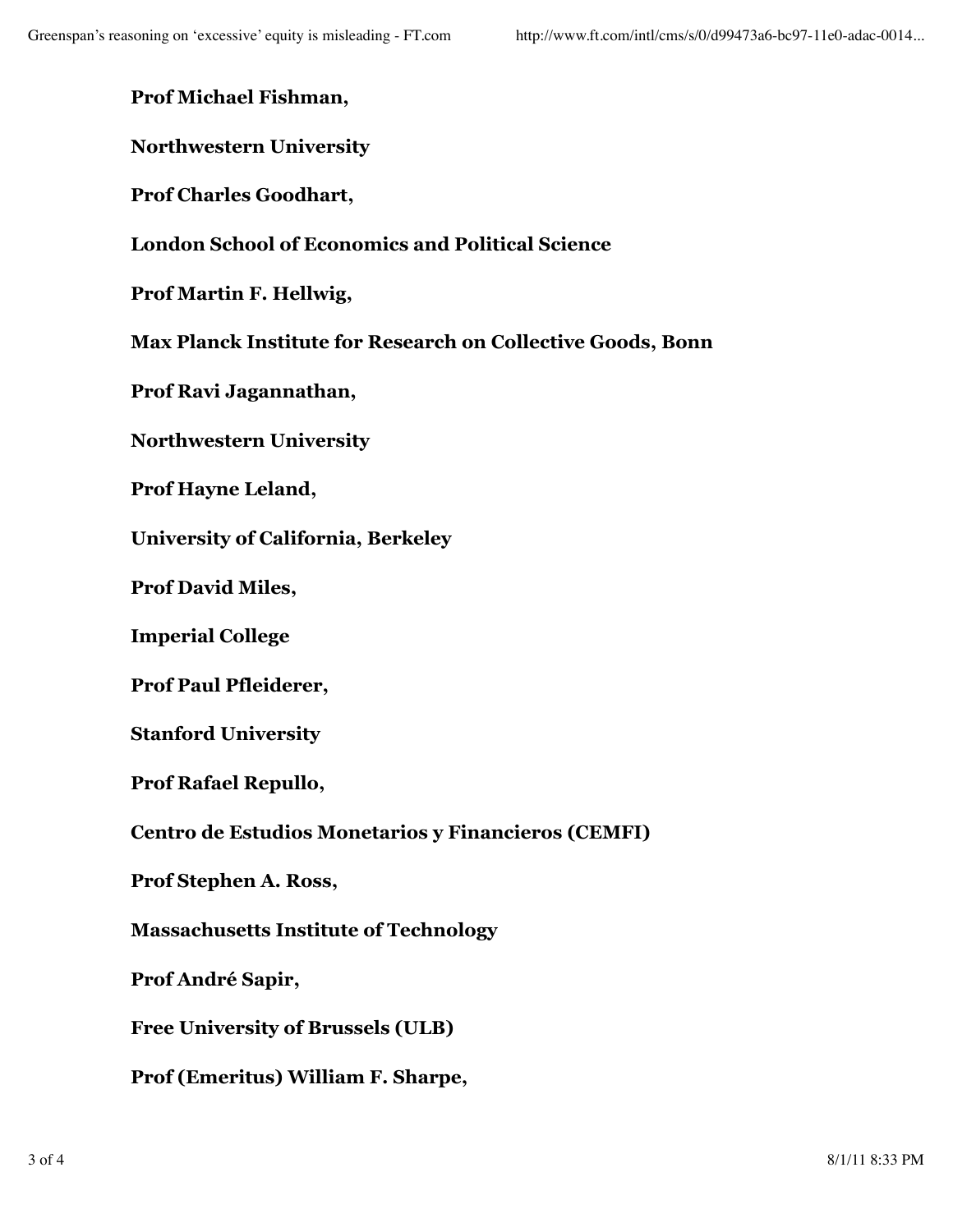**Prof Michael Fishman,**

**Northwestern University**

**Prof Charles Goodhart,**

**London School of Economics and Political Science**

**Prof Martin F. Hellwig,**

**Max Planck Institute for Research on Collective Goods, Bonn**

**Prof Ravi Jagannathan,**

**Northwestern University**

**Prof Hayne Leland,**

**University of California, Berkeley**

**Prof David Miles,**

**Imperial College**

**Prof Paul Pfleiderer,**

**Stanford University**

**Prof Rafael Repullo,**

**Centro de Estudios Monetarios y Financieros (CEMFI)**

**Prof Stephen A. Ross,**

**Massachusetts Institute of Technology**

**Prof André Sapir,**

**Free University of Brussels (ULB)**

**Prof (Emeritus) William F. Sharpe,**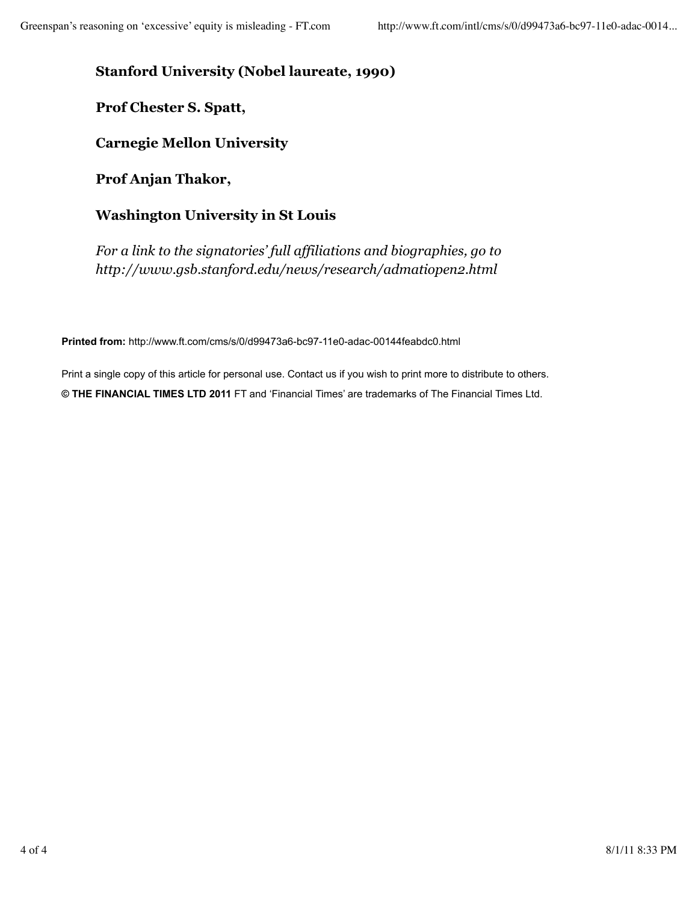**Stanford University (Nobel laureate, 1990)**

**Prof Chester S. Spatt,**

**Carnegie Mellon University**

**Prof Anjan Thakor,**

**Washington University in St Louis**

*For a link to the signatories' full affiliations and biographies, go to http://www.gsb.stanford.edu/news/research/admatiopen2.html*

**Printed from:** http://www.ft.com/cms/s/0/d99473a6-bc97-11e0-adac-00144feabdc0.html

Print a single copy of this article for personal use. Contact us if you wish to print more to distribute to others.

**© THE FINANCIAL TIMES LTD 2011** FT and 'Financial Times' are trademarks of The Financial Times Ltd.